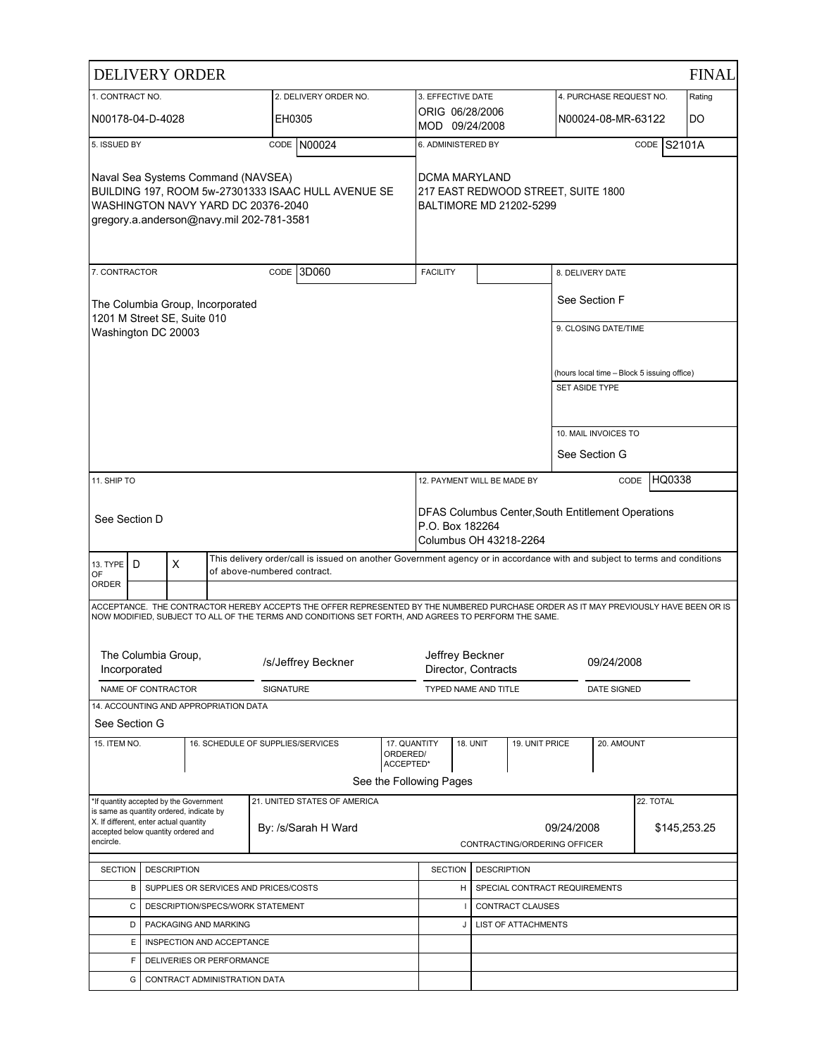# DELIVERY ORDER

**FINAL**

| 1. CONTRACT NO. | 2. DELIVERY ORDER NO. | 3. EFFECTIVE DATE | 4. PURCHASE REQUEST NO. | Rating |
|---|---|---|---|---|
| N00178-04-D-4028 | EH0305 | ORIG 06/28/2006<br>MOD 09/24/2008 | N00024-08-MR-63122 | DO |

| 5. ISSUED BY CODE N00024 | 6. ADMINISTERED BY CODE S2101A |
|---|---|
| Naval Sea Systems Command (NAVSEA)<br>BUILDING 197, ROOM 5w-27301333 ISAAC HULL AVENUE SE<br>WASHINGTON NAVY YARD DC 20376-2040<br>gregory.a.anderson@navy.mil 202-781-3581 | DCMA MARYLAND<br>217 EAST REDWOOD STREET, SUITE 1800<br>BALTIMORE MD 21202-5299 |

| 7. CONTRACTOR CODE 3D060 | FACILITY | 8. DELIVERY DATE |
|---|---|---|
| The Columbia Group, Incorporated<br>1201 M Street SE, Suite 010<br>Washington DC 20003 | | See Section F |
| | | 9. CLOSING DATE/TIME<br><br>(hours local time – Block 5 issuing office) |
| | | SET ASIDE TYPE |
| | | 10. MAIL INVOICES TO<br>See Section G |

| 11. SHIP TO | 12. PAYMENT WILL BE MADE BY CODE HQ0338 |
|---|---|
| See Section D | DFAS Columbus Center,South Entitlement Operations<br>P.O. Box 182264<br>Columbus OH 43218-2264 |

| 13. TYPE OF ORDER | D | X | This delivery order/call is issued on another Government agency or in accordance with and subject to terms and conditions of above-numbered contract. |
|---|---|---|---|

ACCEPTANCE. THE CONTRACTOR HEREBY ACCEPTS THE OFFER REPRESENTED BY THE NUMBERED PURCHASE ORDER AS IT MAY PREVIOUSLY HAVE BEEN OR IS NOW MODIFIED, SUBJECT TO ALL OF THE TERMS AND CONDITIONS SET FORTH, AND AGREES TO PERFORM THE SAME.

| NAME OF CONTRACTOR | SIGNATURE | TYPED NAME AND TITLE | DATE SIGNED |
|---|---|---|---|
| The Columbia Group, Incorporated | /s/Jeffrey Beckner | Jeffrey Beckner<br>Director, Contracts | 09/24/2008 |

14. ACCOUNTING AND APPROPRIATION DATA

See Section G

| 15. ITEM NO. | 16. SCHEDULE OF SUPPLIES/SERVICES | 17. QUANTITY ORDERED/ ACCEPTED* | 18. UNIT | 19. UNIT PRICE | 20. AMOUNT |
|---|---|---|---|---|---|

See the Following Pages

| *If quantity accepted by the Government is same as quantity ordered, indicate by X. If different, enter actual quantity accepted below quantity ordered and encircle. | 21. UNITED STATES OF AMERICA<br>By: /s/Sarah H Ward 09/24/2008<br>CONTRACTING/ORDERING OFFICER | 22. TOTAL<br>$145,253.25 |
|---|---|---|

| SECTION | DESCRIPTION | SECTION | DESCRIPTION |
|---|---|---|---|
| B | SUPPLIES OR SERVICES AND PRICES/COSTS | H | SPECIAL CONTRACT REQUIREMENTS |
| C | DESCRIPTION/SPECS/WORK STATEMENT | I | CONTRACT CLAUSES |
| D | PACKAGING AND MARKING | J | LIST OF ATTACHMENTS |
| E | INSPECTION AND ACCEPTANCE | | |
| F | DELIVERIES OR PERFORMANCE | | |
| G | CONTRACT ADMINISTRATION DATA | | |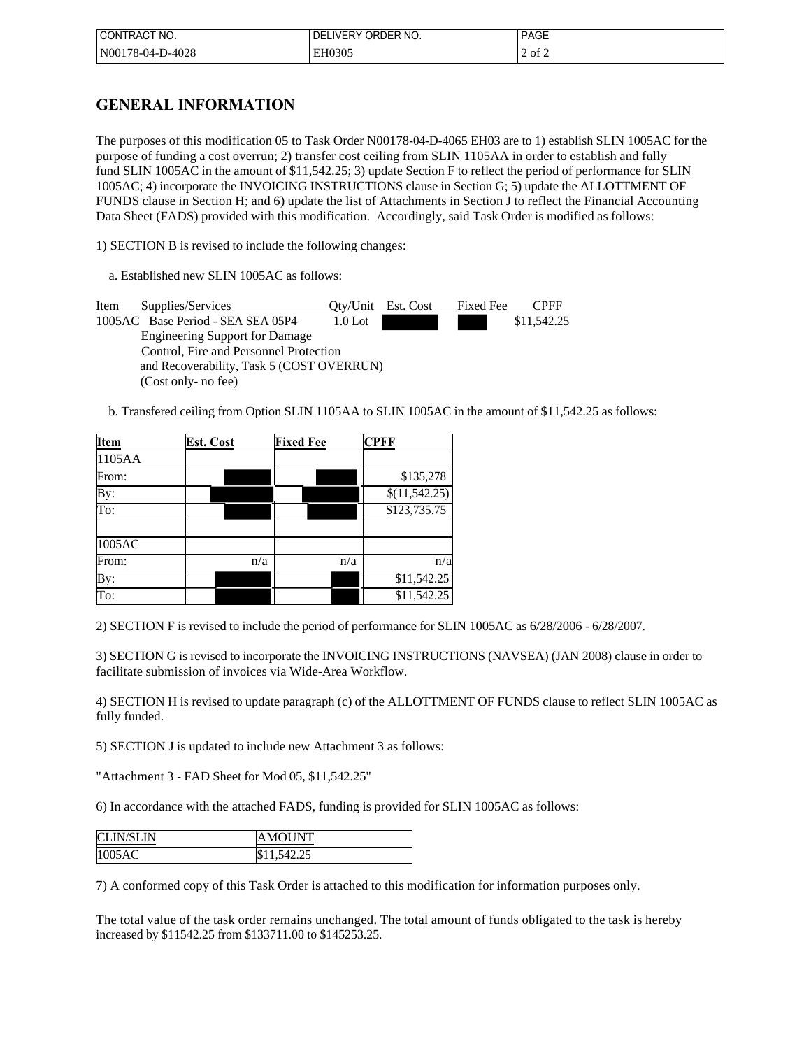| CONTRACT NO. | DELIVERY ORDER NO. | PAGE |
| --- | --- | --- |
| N00178-04-D-4028 | EH0305 | 2 of 2 |

## GENERAL INFORMATION

The purposes of this modification 05 to Task Order N00178-04-D-4065 EH03 are to 1) establish SLIN 1005AC for the purpose of funding a cost overrun; 2) transfer cost ceiling from SLIN 1105AA in order to establish and fully fund SLIN 1005AC in the amount of $11,542.25; 3) update Section F to reflect the period of performance for SLIN 1005AC; 4) incorporate the INVOICING INSTRUCTIONS clause in Section G; 5) update the ALLOTTMENT OF FUNDS clause in Section H; and 6) update the list of Attachments in Section J to reflect the Financial Accounting Data Sheet (FADS) provided with this modification. Accordingly, said Task Order is modified as follows:

1) SECTION B is revised to include the following changes:

a. Established new SLIN 1005AC as follows:

| Item | Supplies/Services | Qty/Unit | Est. Cost | Fixed Fee | CPFF |
| --- | --- | --- | --- | --- | --- |
| 1005AC | Base Period - SEA SEA 05P4 Engineering Support for Damage Control, Fire and Personnel Protection and Recoverability, Task 5 (COST OVERRUN) (Cost only- no fee) | 1.0 Lot | | | $11,542.25 |

b. Transfered ceiling from Option SLIN 1105AA to SLIN 1005AC in the amount of $11,542.25 as follows:

| Item | Est. Cost | Fixed Fee | CPFF |
| --- | --- | --- | --- |
| 1105AA | | | |
| From: | | | $135,278 |
| By: | | | $(11,542.25) |
| To: | | | $123,735.75 |
| | | | |
| 1005AC | | | |
| From: | n/a | n/a | n/a |
| By: | | | $11,542.25 |
| To: | | | $11,542.25 |

2) SECTION F is revised to include the period of performance for SLIN 1005AC as 6/28/2006 - 6/28/2007.

3) SECTION G is revised to incorporate the INVOICING INSTRUCTIONS (NAVSEA) (JAN 2008) clause in order to facilitate submission of invoices via Wide-Area Workflow.

4) SECTION H is revised to update paragraph (c) of the ALLOTTMENT OF FUNDS clause to reflect SLIN 1005AC as fully funded.

5) SECTION J is updated to include new Attachment 3 as follows:

"Attachment 3 - FAD Sheet for Mod 05, $11,542.25"

6) In accordance with the attached FADS, funding is provided for SLIN 1005AC as follows:

| CLIN/SLIN | AMOUNT |
| --- | --- |
| 1005AC | $11,542.25 |

7) A conformed copy of this Task Order is attached to this modification for information purposes only.

The total value of the task order remains unchanged. The total amount of funds obligated to the task is hereby increased by $11542.25 from $133711.00 to $145253.25.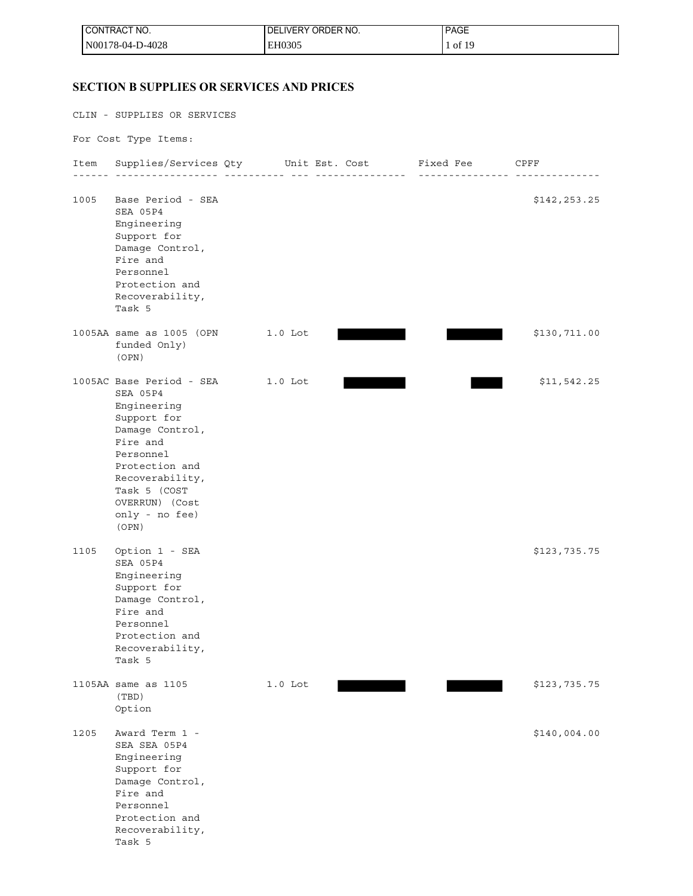| CONTRACT NO. | DELIVERY ORDER NO. | PAGE |
|---|---|---|
| N00178-04-D-4028 | EH0305 | 1 of 19 |

## SECTION B SUPPLIES OR SERVICES AND PRICES

CLIN - SUPPLIES OR SERVICES

For Cost Type Items:

| Item | Supplies/Services | Qty | Unit | Est. Cost | Fixed Fee | CPFF |
|---|---|---|---|---|---|---|
| 1005 | Base Period - SEA SEA 05P4 Engineering Support for Damage Control, Fire and Personnel Protection and Recoverability, Task 5 | | | | | $142,253.25 |
| 1005AA | same as 1005 (OPN funded Only) (OPN) | 1.0 | Lot | | | $130,711.00 |
| 1005AC | Base Period - SEA SEA 05P4 Engineering Support for Damage Control, Fire and Personnel Protection and Recoverability, Task 5 (COST OVERRUN) (Cost only - no fee) (OPN) | 1.0 | Lot | | | $11,542.25 |
| 1105 | Option 1 - SEA SEA 05P4 Engineering Support for Damage Control, Fire and Personnel Protection and Recoverability, Task 5 | | | | | $123,735.75 |
| 1105AA | same as 1105 (TBD) Option | 1.0 | Lot | | | $123,735.75 |
| 1205 | Award Term 1 - SEA SEA 05P4 Engineering Support for Damage Control, Fire and Personnel Protection and Recoverability, Task 5 | | | | | $140,004.00 |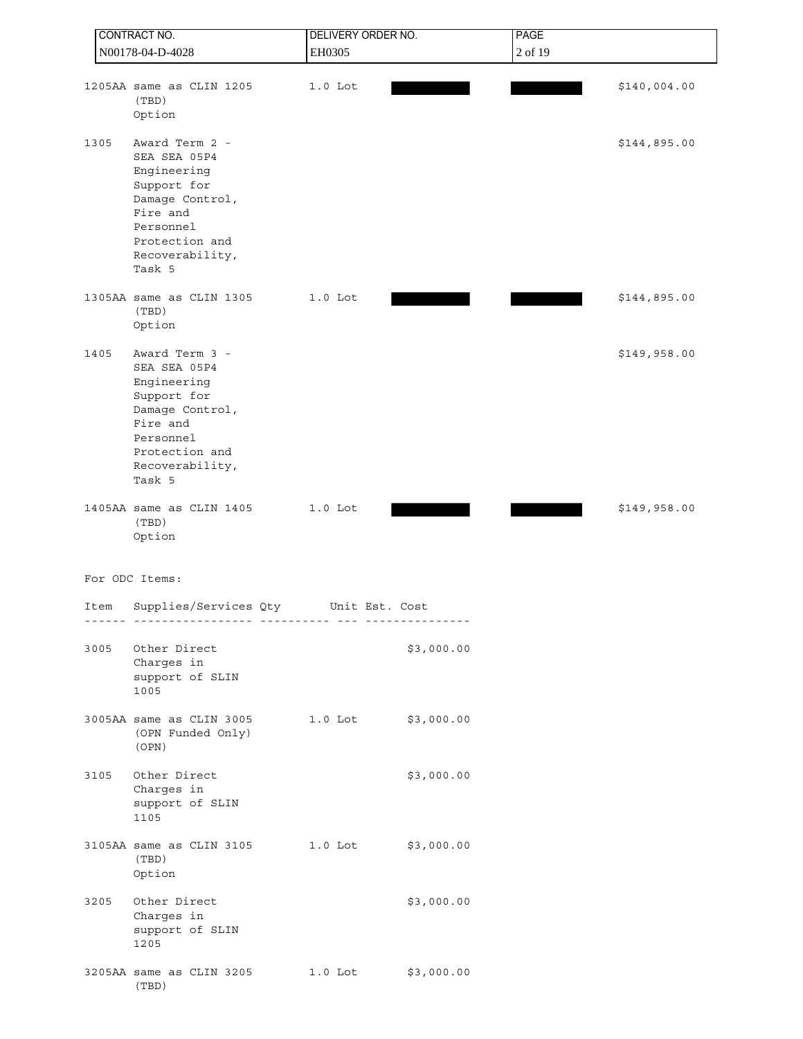| CONTRACT NO. | DELIVERY ORDER NO. | PAGE |
|---|---|---|
| N00178-04-D-4028 | EH0305 | 2 of 19 |

| Item | Supplies/Services | Qty | Unit Price | | Amount |
|---|---|---|---|---|---|
| 1205AA | same as CLIN 1205 (TBD) Option | 1.0 Lot | ████ | ████ | $140,004.00 |
| 1305 | Award Term 2 - SEA SEA 05P4 Engineering Support for Damage Control, Fire and Personnel Protection and Recoverability, Task 5 | | | | $144,895.00 |
| 1305AA | same as CLIN 1305 (TBD) Option | 1.0 Lot | ████ | ████ | $144,895.00 |
| 1405 | Award Term 3 - SEA SEA 05P4 Engineering Support for Damage Control, Fire and Personnel Protection and Recoverability, Task 5 | | | | $149,958.00 |
| 1405AA | same as CLIN 1405 (TBD) Option | 1.0 Lot | ████ | ████ | $149,958.00 |

For ODC Items:

| Item | Supplies/Services | Qty | Unit | Est. Cost |
|---|---|---|---|---|
| 3005 | Other Direct Charges in support of SLIN 1005 | | | $3,000.00 |
| 3005AA | same as CLIN 3005 (OPN Funded Only) (OPN) | 1.0 | Lot | $3,000.00 |
| 3105 | Other Direct Charges in support of SLIN 1105 | | | $3,000.00 |
| 3105AA | same as CLIN 3105 (TBD) Option | 1.0 | Lot | $3,000.00 |
| 3205 | Other Direct Charges in support of SLIN 1205 | | | $3,000.00 |
| 3205AA | same as CLIN 3205 (TBD) | 1.0 | Lot | $3,000.00 |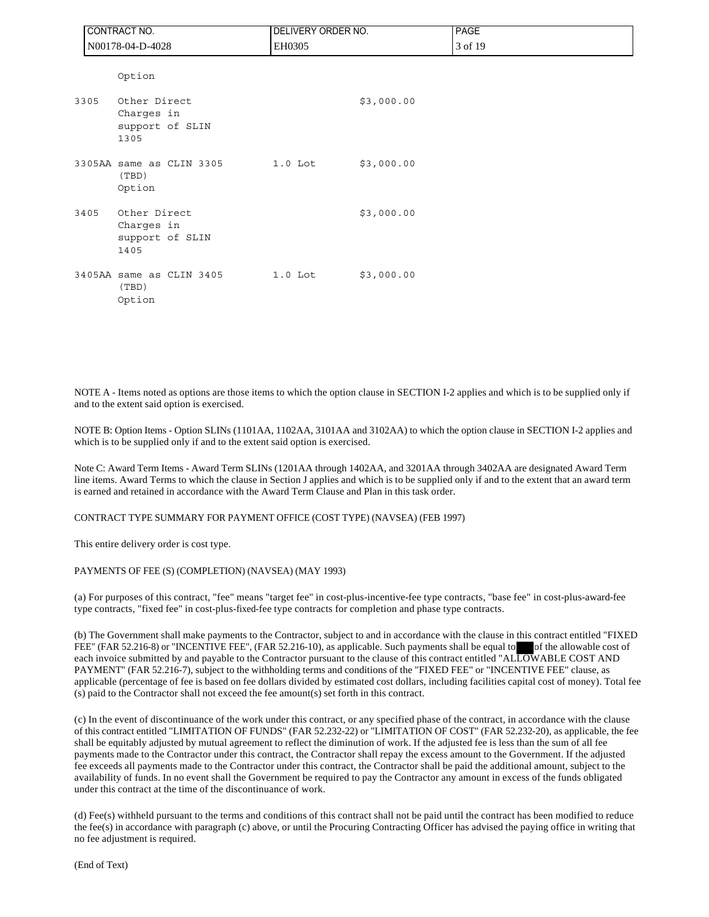| | | | |
|---|---|---|---|
| | Option | | |
| 3305 | Other Direct Charges in support of SLIN 1305 | | $3,000.00 |
| 3305AA | same as CLIN 3305 (TBD) Option | 1.0 Lot | $3,000.00 |
| 3405 | Other Direct Charges in support of SLIN 1405 | | $3,000.00 |
| 3405AA | same as CLIN 3405 (TBD) Option | 1.0 Lot | $3,000.00 |

NOTE A - Items noted as options are those items to which the option clause in SECTION I-2 applies and which is to be supplied only if and to the extent said option is exercised.

NOTE B: Option Items - Option SLINs (1101AA, 1102AA, 3101AA and 3102AA) to which the option clause in SECTION I-2 applies and which is to be supplied only if and to the extent said option is exercised.

Note C: Award Term Items - Award Term SLINs (1201AA through 1402AA, and 3201AA through 3402AA are designated Award Term line items. Award Terms to which the clause in Section J applies and which is to be supplied only if and to the extent that an award term is earned and retained in accordance with the Award Term Clause and Plan in this task order.

CONTRACT TYPE SUMMARY FOR PAYMENT OFFICE (COST TYPE) (NAVSEA) (FEB 1997)

This entire delivery order is cost type.

PAYMENTS OF FEE (S) (COMPLETION) (NAVSEA) (MAY 1993)

(a) For purposes of this contract, "fee" means "target fee" in cost-plus-incentive-fee type contracts, "base fee" in cost-plus-award-fee type contracts, "fixed fee" in cost-plus-fixed-fee type contracts for completion and phase type contracts.

(b) The Government shall make payments to the Contractor, subject to and in accordance with the clause in this contract entitled "FIXED FEE" (FAR 52.216-8) or "INCENTIVE FEE", (FAR 52.216-10), as applicable. Such payments shall be equal to ███ of the allowable cost of each invoice submitted by and payable to the Contractor pursuant to the clause of this contract entitled "ALLOWABLE COST AND PAYMENT" (FAR 52.216-7), subject to the withholding terms and conditions of the "FIXED FEE" or "INCENTIVE FEE" clause, as applicable (percentage of fee is based on fee dollars divided by estimated cost dollars, including facilities capital cost of money). Total fee (s) paid to the Contractor shall not exceed the fee amount(s) set forth in this contract.

(c) In the event of discontinuance of the work under this contract, or any specified phase of the contract, in accordance with the clause of this contract entitled "LIMITATION OF FUNDS" (FAR 52.232-22) or "LIMITATION OF COST" (FAR 52.232-20), as applicable, the fee shall be equitably adjusted by mutual agreement to reflect the diminution of work. If the adjusted fee is less than the sum of all fee payments made to the Contractor under this contract, the Contractor shall repay the excess amount to the Government. If the adjusted fee exceeds all payments made to the Contractor under this contract, the Contractor shall be paid the additional amount, subject to the availability of funds. In no event shall the Government be required to pay the Contractor any amount in excess of the funds obligated under this contract at the time of the discontinuance of work.

(d) Fee(s) withheld pursuant to the terms and conditions of this contract shall not be paid until the contract has been modified to reduce the fee(s) in accordance with paragraph (c) above, or until the Procuring Contracting Officer has advised the paying office in writing that no fee adjustment is required.

(End of Text)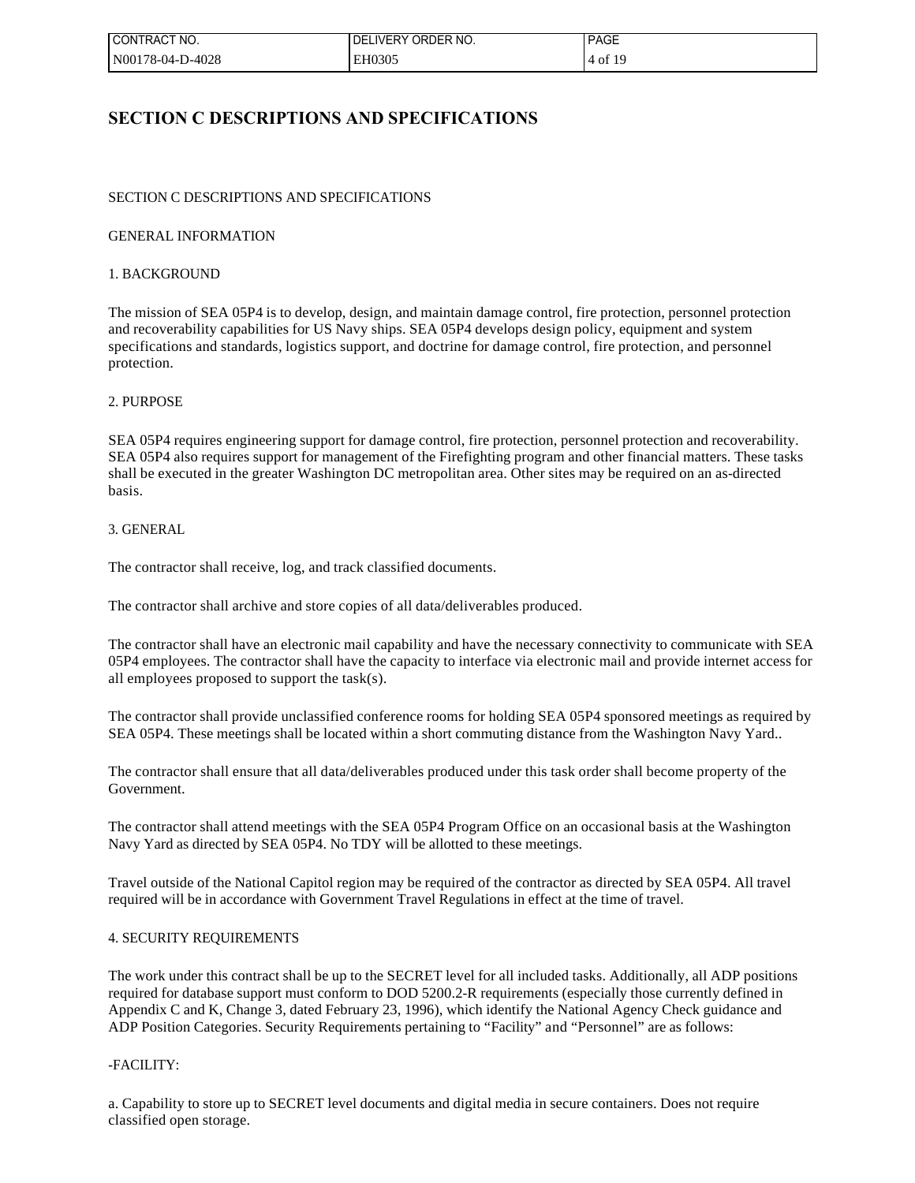# SECTION C DESCRIPTIONS AND SPECIFICATIONS

SECTION C DESCRIPTIONS AND SPECIFICATIONS

GENERAL INFORMATION

1. BACKGROUND

The mission of SEA 05P4 is to develop, design, and maintain damage control, fire protection, personnel protection and recoverability capabilities for US Navy ships. SEA 05P4 develops design policy, equipment and system specifications and standards, logistics support, and doctrine for damage control, fire protection, and personnel protection.

2. PURPOSE

SEA 05P4 requires engineering support for damage control, fire protection, personnel protection and recoverability. SEA 05P4 also requires support for management of the Firefighting program and other financial matters. These tasks shall be executed in the greater Washington DC metropolitan area. Other sites may be required on an as-directed basis.

3. GENERAL

The contractor shall receive, log, and track classified documents.

The contractor shall archive and store copies of all data/deliverables produced.

The contractor shall have an electronic mail capability and have the necessary connectivity to communicate with SEA 05P4 employees. The contractor shall have the capacity to interface via electronic mail and provide internet access for all employees proposed to support the task(s).

The contractor shall provide unclassified conference rooms for holding SEA 05P4 sponsored meetings as required by SEA 05P4. These meetings shall be located within a short commuting distance from the Washington Navy Yard..

The contractor shall ensure that all data/deliverables produced under this task order shall become property of the Government.

The contractor shall attend meetings with the SEA 05P4 Program Office on an occasional basis at the Washington Navy Yard as directed by SEA 05P4. No TDY will be allotted to these meetings.

Travel outside of the National Capitol region may be required of the contractor as directed by SEA 05P4. All travel required will be in accordance with Government Travel Regulations in effect at the time of travel.

4. SECURITY REQUIREMENTS

The work under this contract shall be up to the SECRET level for all included tasks. Additionally, all ADP positions required for database support must conform to DOD 5200.2-R requirements (especially those currently defined in Appendix C and K, Change 3, dated February 23, 1996), which identify the National Agency Check guidance and ADP Position Categories. Security Requirements pertaining to "Facility" and "Personnel" are as follows:

-FACILITY:

a. Capability to store up to SECRET level documents and digital media in secure containers. Does not require classified open storage.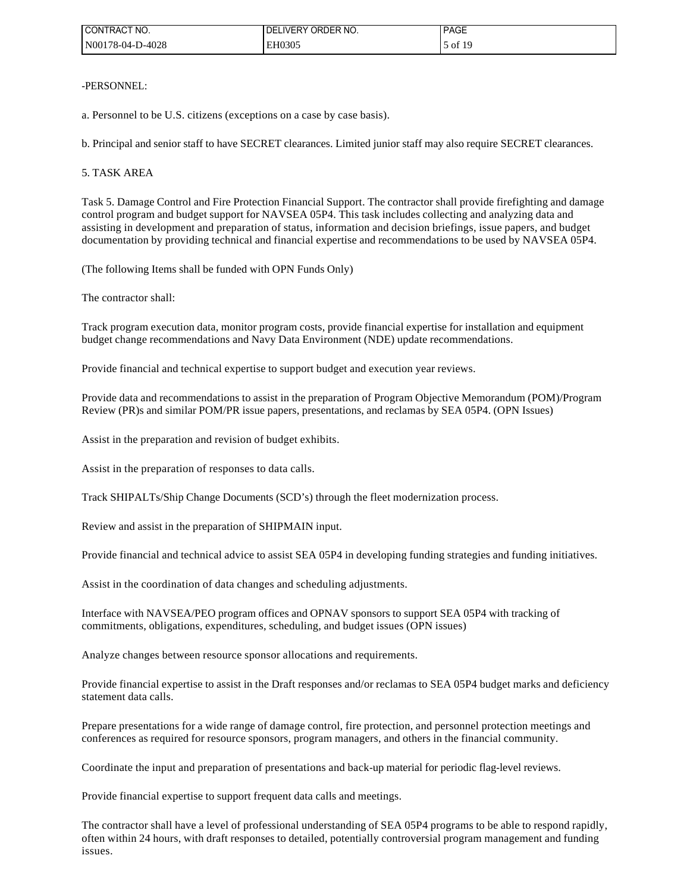-PERSONNEL:

a. Personnel to be U.S. citizens (exceptions on a case by case basis).

b. Principal and senior staff to have SECRET clearances. Limited junior staff may also require SECRET clearances.

5. TASK AREA

Task 5. Damage Control and Fire Protection Financial Support. The contractor shall provide firefighting and damage control program and budget support for NAVSEA 05P4. This task includes collecting and analyzing data and assisting in development and preparation of status, information and decision briefings, issue papers, and budget documentation by providing technical and financial expertise and recommendations to be used by NAVSEA 05P4.

(The following Items shall be funded with OPN Funds Only)

The contractor shall:

Track program execution data, monitor program costs, provide financial expertise for installation and equipment budget change recommendations and Navy Data Environment (NDE) update recommendations.

Provide financial and technical expertise to support budget and execution year reviews.

Provide data and recommendations to assist in the preparation of Program Objective Memorandum (POM)/Program Review (PR)s and similar POM/PR issue papers, presentations, and reclamas by SEA 05P4. (OPN Issues)

Assist in the preparation and revision of budget exhibits.

Assist in the preparation of responses to data calls.

Track SHIPALTs/Ship Change Documents (SCD's) through the fleet modernization process.

Review and assist in the preparation of SHIPMAIN input.

Provide financial and technical advice to assist SEA 05P4 in developing funding strategies and funding initiatives.

Assist in the coordination of data changes and scheduling adjustments.

Interface with NAVSEA/PEO program offices and OPNAV sponsors to support SEA 05P4 with tracking of commitments, obligations, expenditures, scheduling, and budget issues (OPN issues)

Analyze changes between resource sponsor allocations and requirements.

Provide financial expertise to assist in the Draft responses and/or reclamas to SEA 05P4 budget marks and deficiency statement data calls.

Prepare presentations for a wide range of damage control, fire protection, and personnel protection meetings and conferences as required for resource sponsors, program managers, and others in the financial community.

Coordinate the input and preparation of presentations and back-up material for periodic flag-level reviews.

Provide financial expertise to support frequent data calls and meetings.

The contractor shall have a level of professional understanding of SEA 05P4 programs to be able to respond rapidly, often within 24 hours, with draft responses to detailed, potentially controversial program management and funding issues.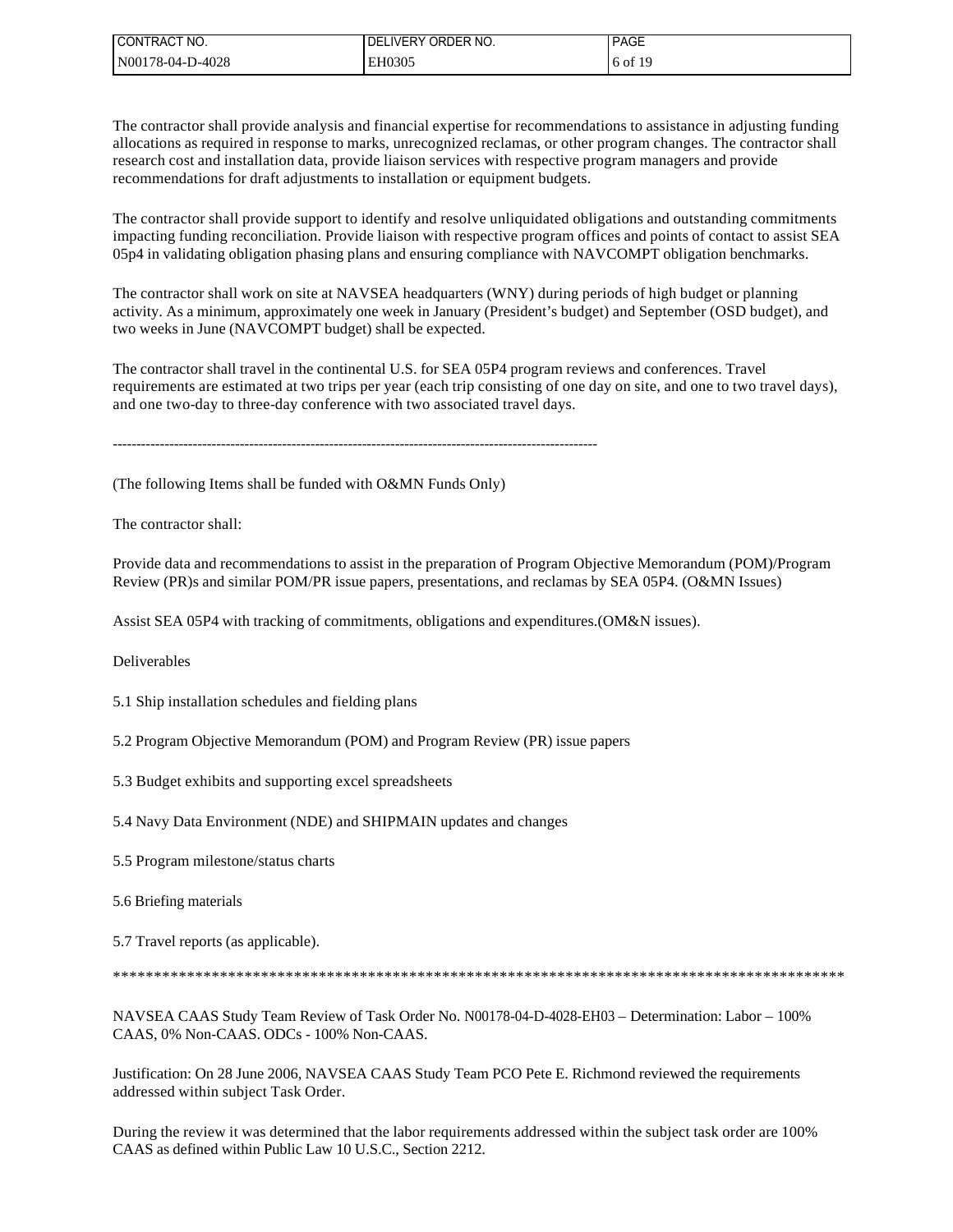The contractor shall provide analysis and financial expertise for recommendations to assistance in adjusting funding allocations as required in response to marks, unrecognized reclamas, or other program changes. The contractor shall research cost and installation data, provide liaison services with respective program managers and provide recommendations for draft adjustments to installation or equipment budgets.

The contractor shall provide support to identify and resolve unliquidated obligations and outstanding commitments impacting funding reconciliation. Provide liaison with respective program offices and points of contact to assist SEA 05p4 in validating obligation phasing plans and ensuring compliance with NAVCOMPT obligation benchmarks.

The contractor shall work on site at NAVSEA headquarters (WNY) during periods of high budget or planning activity. As a minimum, approximately one week in January (President's budget) and September (OSD budget), and two weeks in June (NAVCOMPT budget) shall be expected.

The contractor shall travel in the continental U.S. for SEA 05P4 program reviews and conferences. Travel requirements are estimated at two trips per year (each trip consisting of one day on site, and one to two travel days), and one two-day to three-day conference with two associated travel days.

--------------------------------------------------------------------------------------------------------

(The following Items shall be funded with O&MN Funds Only)

The contractor shall:

Provide data and recommendations to assist in the preparation of Program Objective Memorandum (POM)/Program Review (PR)s and similar POM/PR issue papers, presentations, and reclamas by SEA 05P4. (O&MN Issues)

Assist SEA 05P4 with tracking of commitments, obligations and expenditures.(OM&N issues).

Deliverables

5.1 Ship installation schedules and fielding plans

5.2 Program Objective Memorandum (POM) and Program Review (PR) issue papers

5.3 Budget exhibits and supporting excel spreadsheets

5.4 Navy Data Environment (NDE) and SHIPMAIN updates and changes

5.5 Program milestone/status charts

5.6 Briefing materials

5.7 Travel reports (as applicable).

**********************************************************************************************

NAVSEA CAAS Study Team Review of Task Order No. N00178-04-D-4028-EH03 – Determination: Labor – 100% CAAS, 0% Non-CAAS. ODCs - 100% Non-CAAS.

Justification: On 28 June 2006, NAVSEA CAAS Study Team PCO Pete E. Richmond reviewed the requirements addressed within subject Task Order.

During the review it was determined that the labor requirements addressed within the subject task order are 100% CAAS as defined within Public Law 10 U.S.C., Section 2212.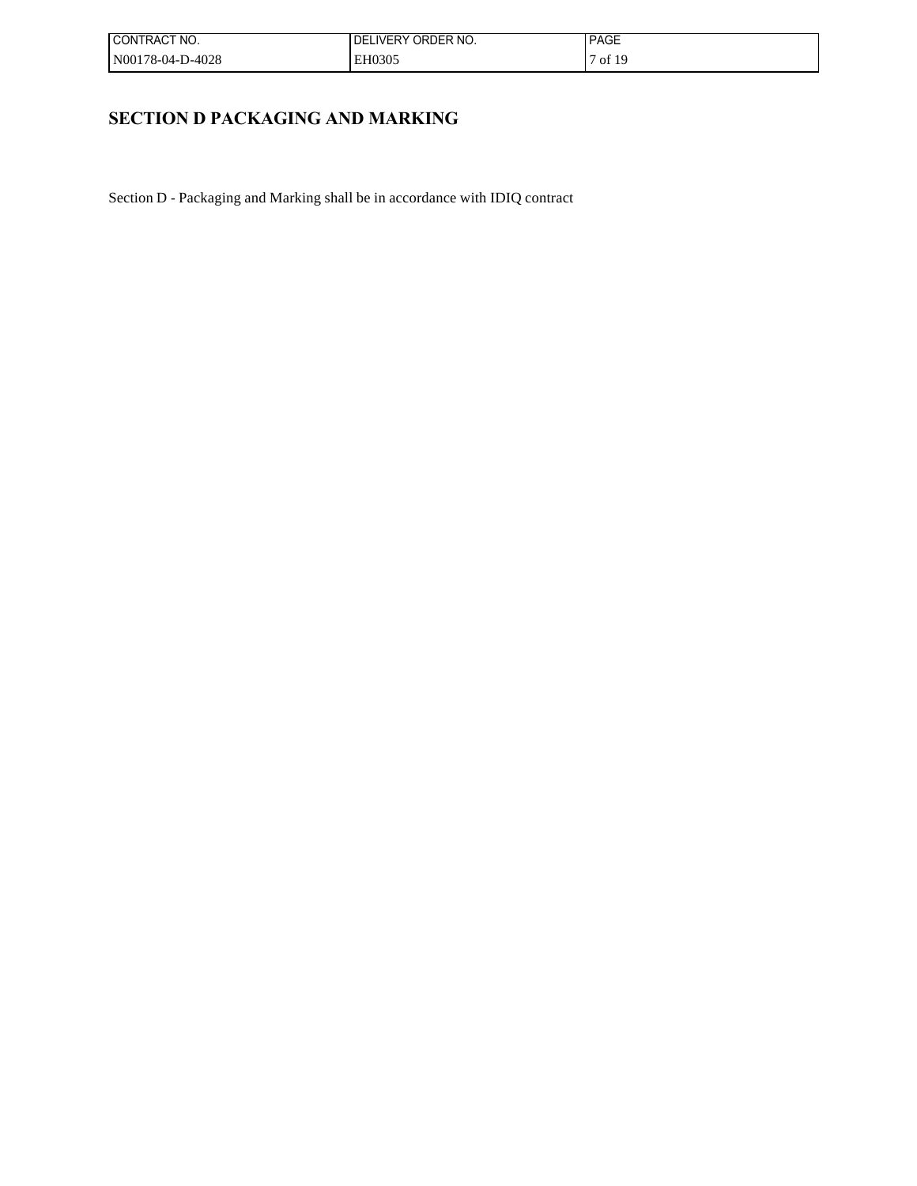# SECTION D PACKAGING AND MARKING

Section D - Packaging and Marking shall be in accordance with IDIQ contract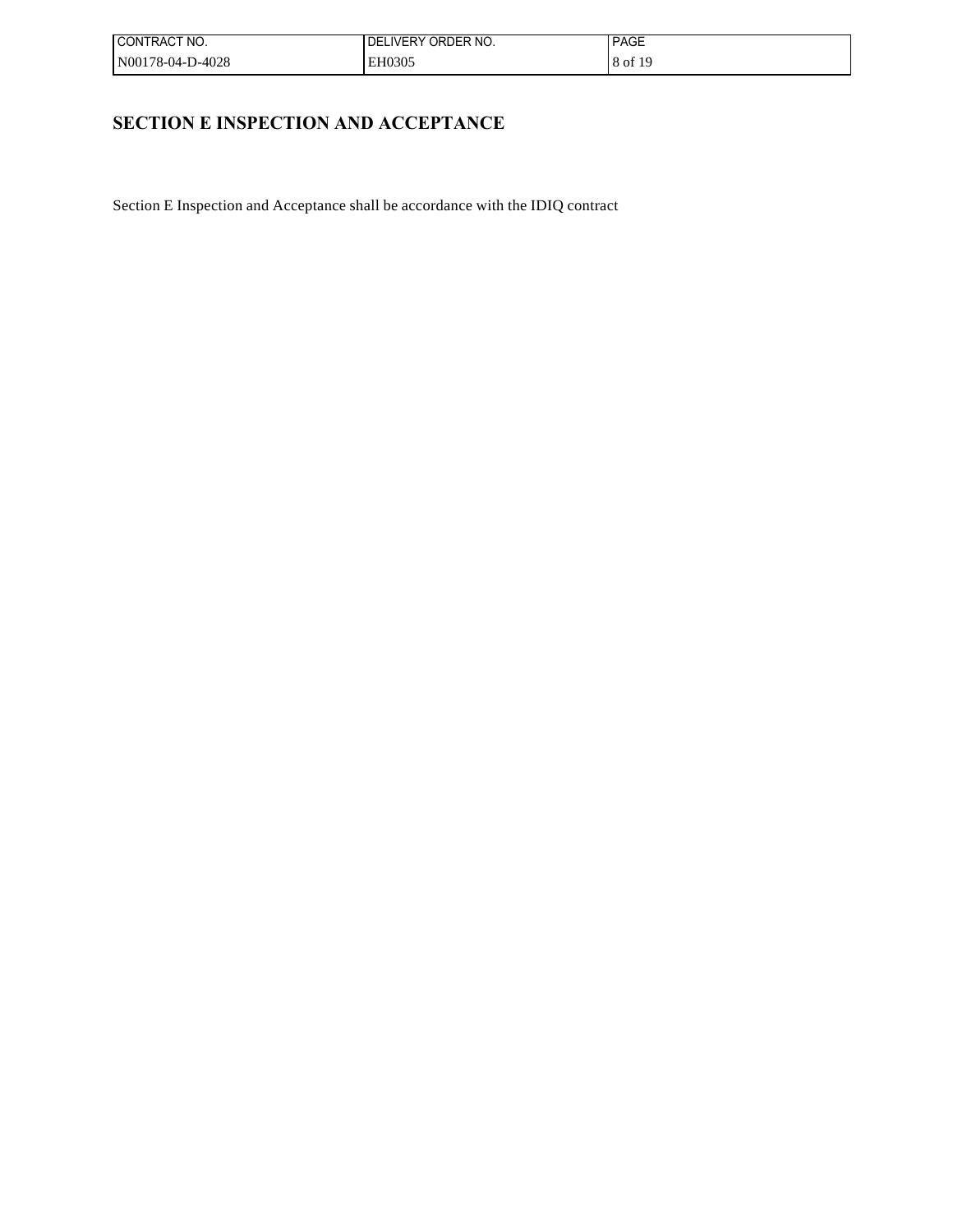# SECTION E INSPECTION AND ACCEPTANCE

Section E Inspection and Acceptance shall be accordance with the IDIQ contract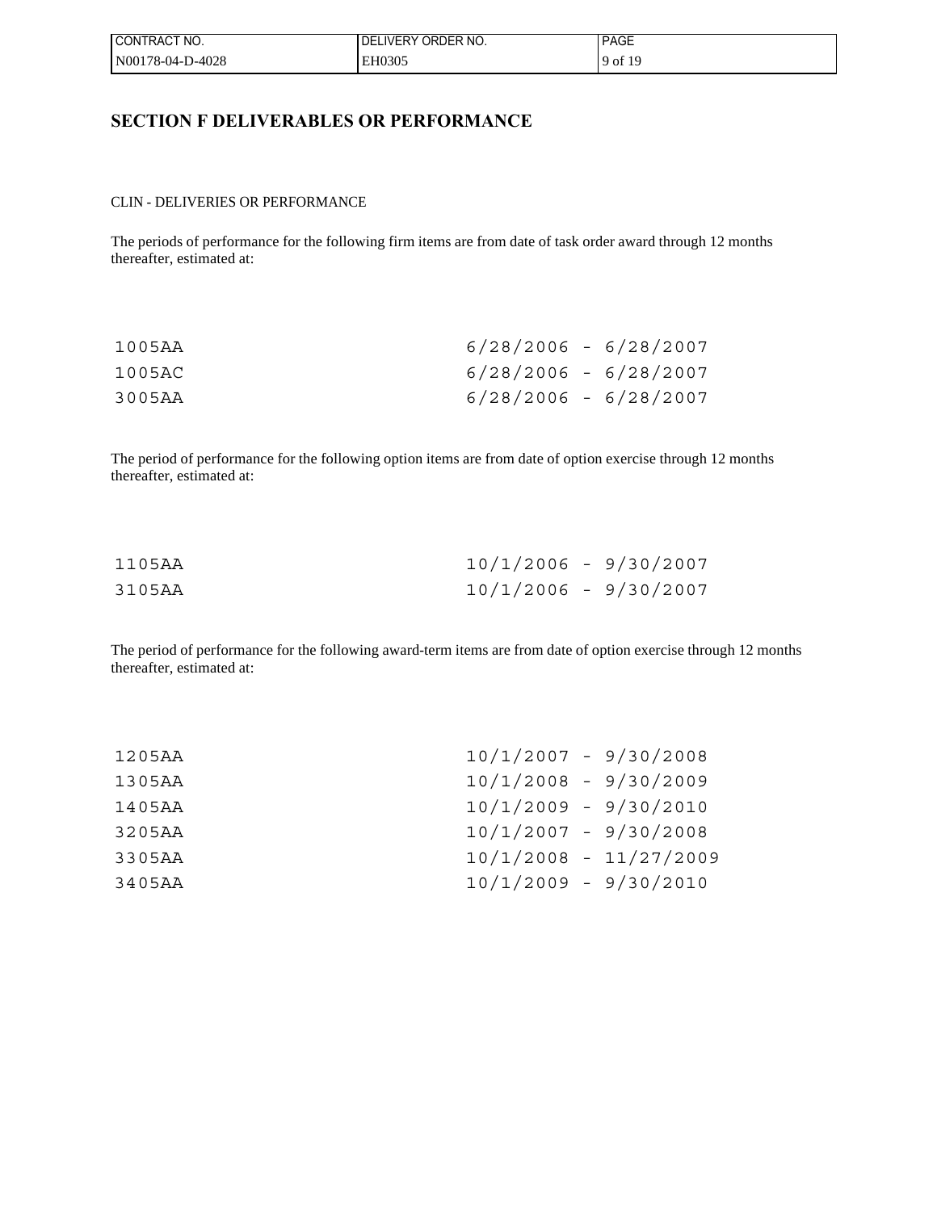## SECTION F DELIVERABLES OR PERFORMANCE

CLIN - DELIVERIES OR PERFORMANCE

The periods of performance for the following firm items are from date of task order award through 12 months thereafter, estimated at:

| | |
|---|---|
| 1005AA | 6/28/2006 - 6/28/2007 |
| 1005AC | 6/28/2006 - 6/28/2007 |
| 3005AA | 6/28/2006 - 6/28/2007 |

The period of performance for the following option items are from date of option exercise through 12 months thereafter, estimated at:

| | |
|---|---|
| 1105AA | 10/1/2006 - 9/30/2007 |
| 3105AA | 10/1/2006 - 9/30/2007 |

The period of performance for the following award-term items are from date of option exercise through 12 months thereafter, estimated at:

| | |
|---|---|
| 1205AA | 10/1/2007 - 9/30/2008 |
| 1305AA | 10/1/2008 - 9/30/2009 |
| 1405AA | 10/1/2009 - 9/30/2010 |
| 3205AA | 10/1/2007 - 9/30/2008 |
| 3305AA | 10/1/2008 - 11/27/2009 |
| 3405AA | 10/1/2009 - 9/30/2010 |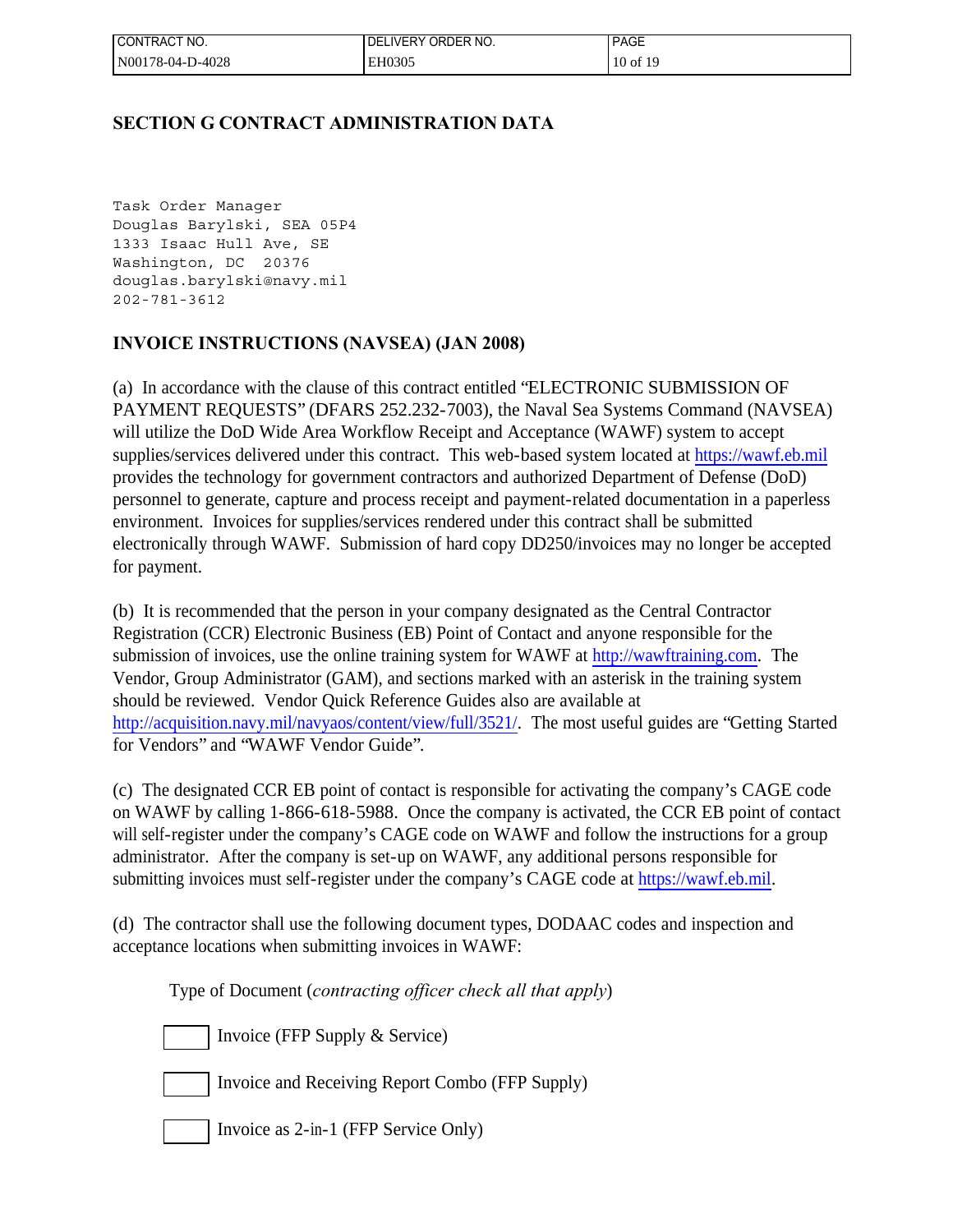## SECTION G CONTRACT ADMINISTRATION DATA

```
Task Order Manager
Douglas Barylski, SEA 05P4
1333 Isaac Hull Ave, SE
Washington, DC  20376
douglas.barylski@navy.mil
202-781-3612
```

### INVOICE INSTRUCTIONS (NAVSEA) (JAN 2008)

(a) In accordance with the clause of this contract entitled "ELECTRONIC SUBMISSION OF PAYMENT REQUESTS" (DFARS 252.232-7003), the Naval Sea Systems Command (NAVSEA) will utilize the DoD Wide Area Workflow Receipt and Acceptance (WAWF) system to accept supplies/services delivered under this contract. This web-based system located at https://wawf.eb.mil provides the technology for government contractors and authorized Department of Defense (DoD) personnel to generate, capture and process receipt and payment-related documentation in a paperless environment. Invoices for supplies/services rendered under this contract shall be submitted electronically through WAWF. Submission of hard copy DD250/invoices may no longer be accepted for payment.

(b) It is recommended that the person in your company designated as the Central Contractor Registration (CCR) Electronic Business (EB) Point of Contact and anyone responsible for the submission of invoices, use the online training system for WAWF at http://wawftraining.com. The Vendor, Group Administrator (GAM), and sections marked with an asterisk in the training system should be reviewed. Vendor Quick Reference Guides also are available at http://acquisition.navy.mil/navyaos/content/view/full/3521/. The most useful guides are "Getting Started for Vendors" and "WAWF Vendor Guide".

(c) The designated CCR EB point of contact is responsible for activating the company's CAGE code on WAWF by calling 1-866-618-5988. Once the company is activated, the CCR EB point of contact will self-register under the company's CAGE code on WAWF and follow the instructions for a group administrator. After the company is set-up on WAWF, any additional persons responsible for submitting invoices must self-register under the company's CAGE code at https://wawf.eb.mil.

(d) The contractor shall use the following document types, DODAAC codes and inspection and acceptance locations when submitting invoices in WAWF:

Type of Document (*contracting officer check all that apply*)

☐ Invoice (FFP Supply & Service)

☐ Invoice and Receiving Report Combo (FFP Supply)

☐ Invoice as 2-in-1 (FFP Service Only)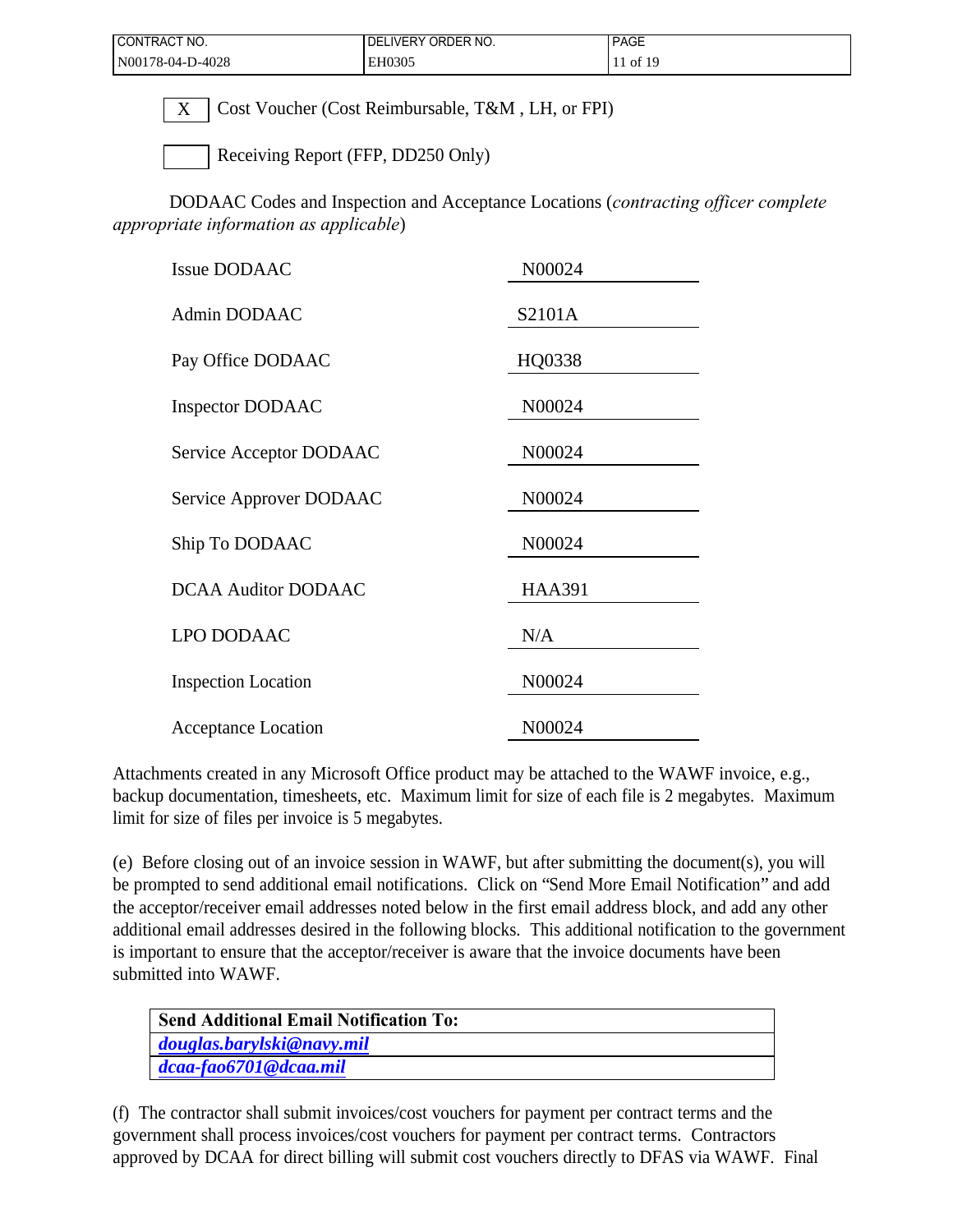| CONTRACT NO. | DELIVERY ORDER NO. | PAGE |
|---|---|---|
| N00178-04-D-4028 | EH0305 | 11 of 19 |

| | |
|---|---|
| X | Cost Voucher (Cost Reimbursable, T&M , LH, or FPI) |
| | Receiving Report (FFP, DD250 Only) |

DODAAC Codes and Inspection and Acceptance Locations (*contracting officer complete appropriate information as applicable*)

| | |
|---|---|
| Issue DODAAC | N00024 |
| Admin DODAAC | S2101A |
| Pay Office DODAAC | HQ0338 |
| Inspector DODAAC | N00024 |
| Service Acceptor DODAAC | N00024 |
| Service Approver DODAAC | N00024 |
| Ship To DODAAC | N00024 |
| DCAA Auditor DODAAC | HAA391 |
| LPO DODAAC | N/A |
| Inspection Location | N00024 |
| Acceptance Location | N00024 |

Attachments created in any Microsoft Office product may be attached to the WAWF invoice, e.g., backup documentation, timesheets, etc. Maximum limit for size of each file is 2 megabytes. Maximum limit for size of files per invoice is 5 megabytes.

(e) Before closing out of an invoice session in WAWF, but after submitting the document(s), you will be prompted to send additional email notifications. Click on "Send More Email Notification" and add the acceptor/receiver email addresses noted below in the first email address block, and add any other additional email addresses desired in the following blocks. This additional notification to the government is important to ensure that the acceptor/receiver is aware that the invoice documents have been submitted into WAWF.

| **Send Additional Email Notification To:** |
|---|
| ***douglas.barylski@navy.mil*** |
| ***dcaa-fao6701@dcaa.mil*** |

(f) The contractor shall submit invoices/cost vouchers for payment per contract terms and the government shall process invoices/cost vouchers for payment per contract terms. Contractors approved by DCAA for direct billing will submit cost vouchers directly to DFAS via WAWF. Final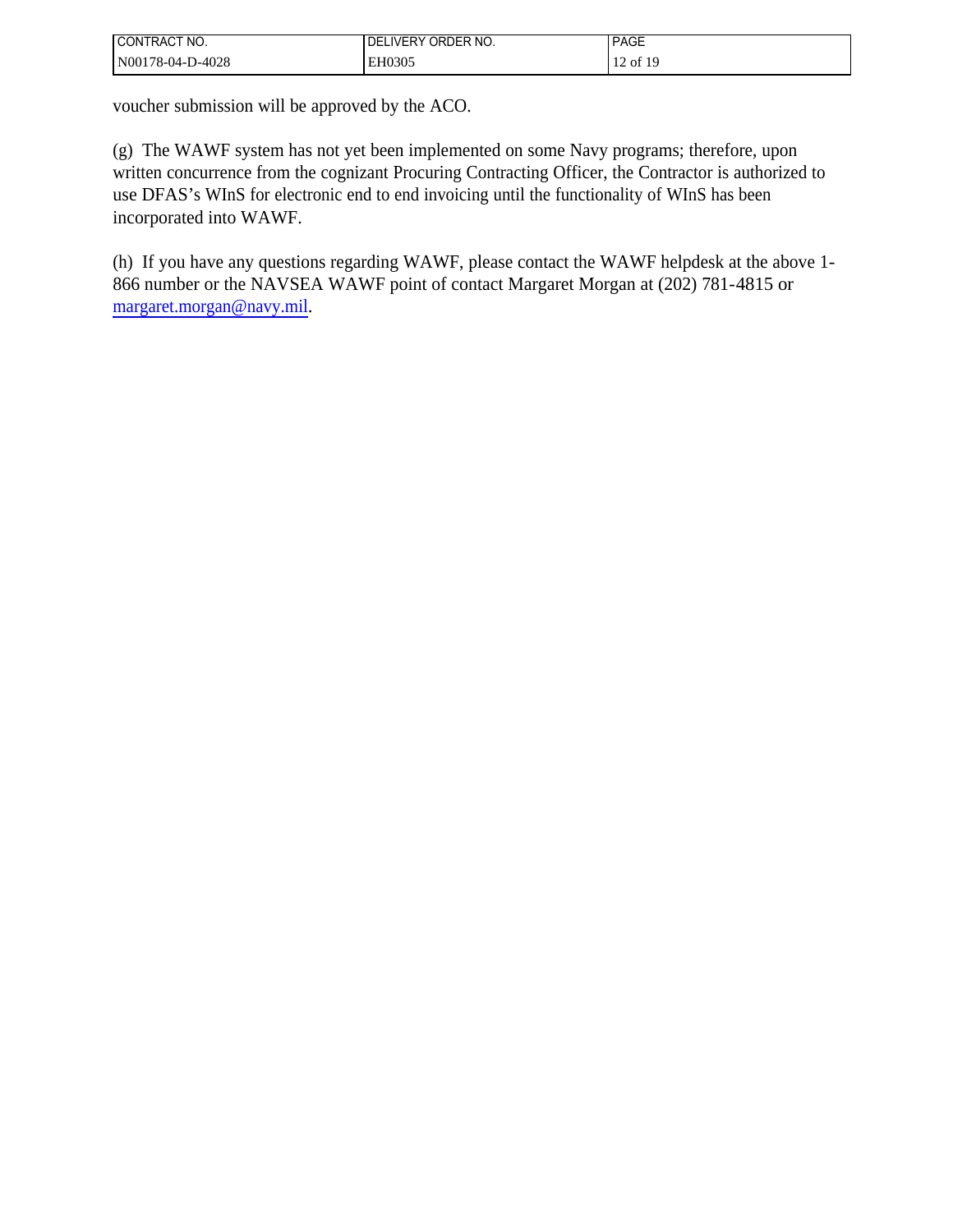voucher submission will be approved by the ACO.

(g) The WAWF system has not yet been implemented on some Navy programs; therefore, upon written concurrence from the cognizant Procuring Contracting Officer, the Contractor is authorized to use DFAS's WInS for electronic end to end invoicing until the functionality of WInS has been incorporated into WAWF.

(h) If you have any questions regarding WAWF, please contact the WAWF helpdesk at the above 1-866 number or the NAVSEA WAWF point of contact Margaret Morgan at (202) 781-4815 or margaret.morgan@navy.mil.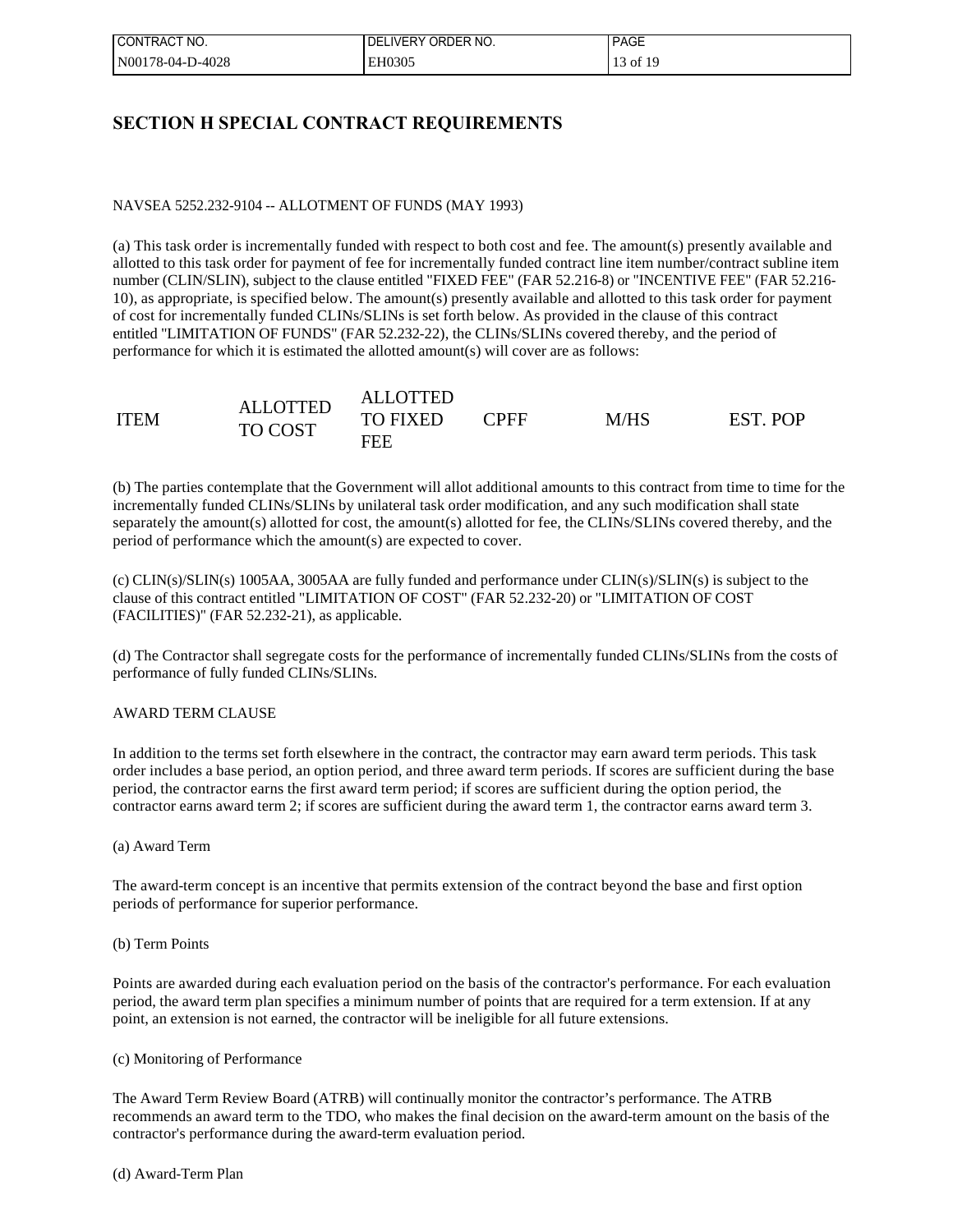## SECTION H SPECIAL CONTRACT REQUIREMENTS

NAVSEA 5252.232-9104 -- ALLOTMENT OF FUNDS (MAY 1993)

(a) This task order is incrementally funded with respect to both cost and fee. The amount(s) presently available and allotted to this task order for payment of fee for incrementally funded contract line item number/contract subline item number (CLIN/SLIN), subject to the clause entitled "FIXED FEE" (FAR 52.216-8) or "INCENTIVE FEE" (FAR 52.216-10), as appropriate, is specified below. The amount(s) presently available and allotted to this task order for payment of cost for incrementally funded CLINs/SLINs is set forth below. As provided in the clause of this contract entitled "LIMITATION OF FUNDS" (FAR 52.232-22), the CLINs/SLINs covered thereby, and the period of performance for which it is estimated the allotted amount(s) will cover are as follows:

| ITEM | ALLOTTED TO COST | ALLOTTED TO FIXED FEE | CPFF | M/HS | EST. POP |
| --- | --- | --- | --- | --- | --- |

(b) The parties contemplate that the Government will allot additional amounts to this contract from time to time for the incrementally funded CLINs/SLINs by unilateral task order modification, and any such modification shall state separately the amount(s) allotted for cost, the amount(s) allotted for fee, the CLINs/SLINs covered thereby, and the period of performance which the amount(s) are expected to cover.

(c) CLIN(s)/SLIN(s) 1005AA, 3005AA are fully funded and performance under CLIN(s)/SLIN(s) is subject to the clause of this contract entitled "LIMITATION OF COST" (FAR 52.232-20) or "LIMITATION OF COST (FACILITIES)" (FAR 52.232-21), as applicable.

(d) The Contractor shall segregate costs for the performance of incrementally funded CLINs/SLINs from the costs of performance of fully funded CLINs/SLINs.

AWARD TERM CLAUSE

In addition to the terms set forth elsewhere in the contract, the contractor may earn award term periods. This task order includes a base period, an option period, and three award term periods. If scores are sufficient during the base period, the contractor earns the first award term period; if scores are sufficient during the option period, the contractor earns award term 2; if scores are sufficient during the award term 1, the contractor earns award term 3.

(a) Award Term

The award-term concept is an incentive that permits extension of the contract beyond the base and first option periods of performance for superior performance.

(b) Term Points

Points are awarded during each evaluation period on the basis of the contractor's performance. For each evaluation period, the award term plan specifies a minimum number of points that are required for a term extension. If at any point, an extension is not earned, the contractor will be ineligible for all future extensions.

(c) Monitoring of Performance

The Award Term Review Board (ATRB) will continually monitor the contractor's performance. The ATRB recommends an award term to the TDO, who makes the final decision on the award-term amount on the basis of the contractor's performance during the award-term evaluation period.

(d) Award-Term Plan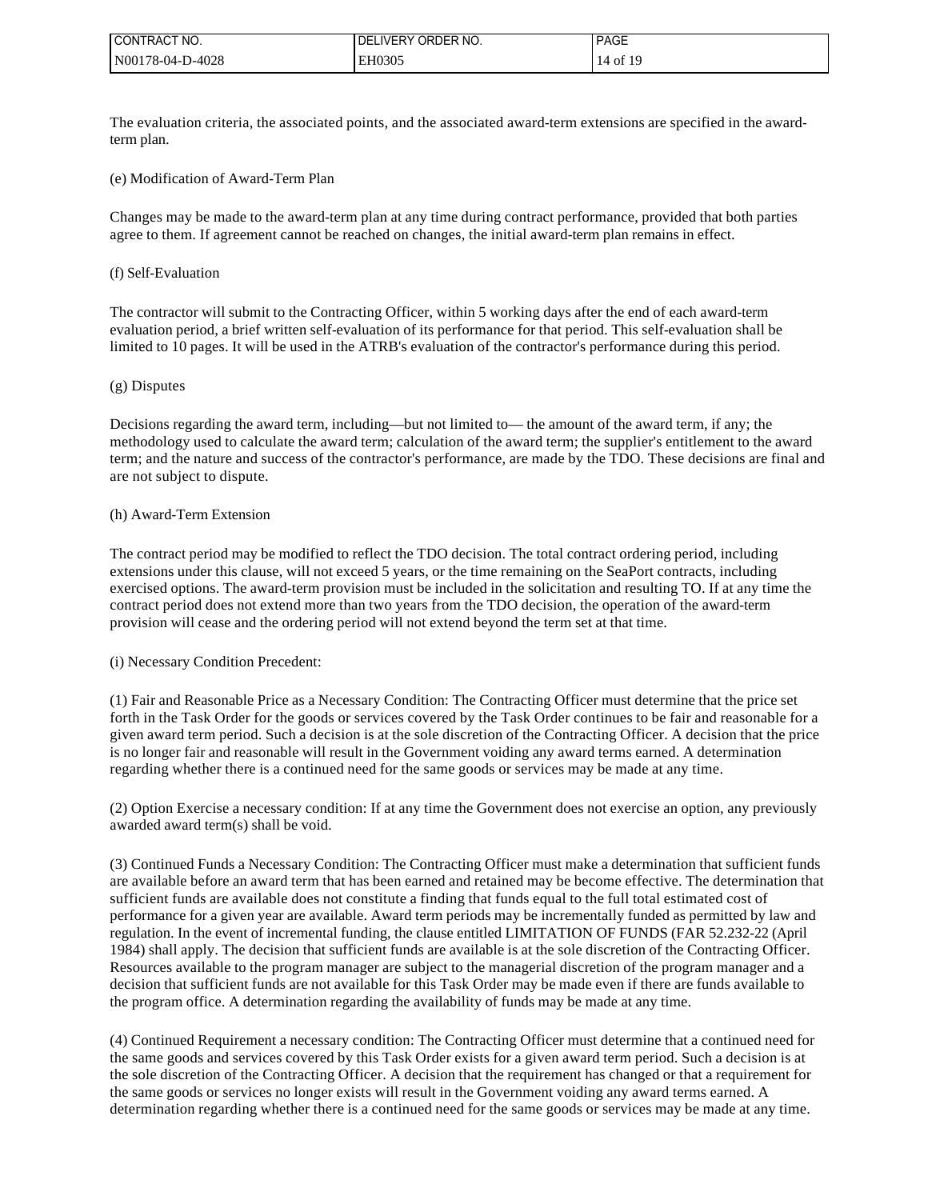The evaluation criteria, the associated points, and the associated award-term extensions are specified in the award-term plan.

(e) Modification of Award-Term Plan

Changes may be made to the award-term plan at any time during contract performance, provided that both parties agree to them. If agreement cannot be reached on changes, the initial award-term plan remains in effect.

(f) Self-Evaluation

The contractor will submit to the Contracting Officer, within 5 working days after the end of each award-term evaluation period, a brief written self-evaluation of its performance for that period. This self-evaluation shall be limited to 10 pages. It will be used in the ATRB's evaluation of the contractor's performance during this period.

(g) Disputes

Decisions regarding the award term, including—but not limited to— the amount of the award term, if any; the methodology used to calculate the award term; calculation of the award term; the supplier's entitlement to the award term; and the nature and success of the contractor's performance, are made by the TDO. These decisions are final and are not subject to dispute.

(h) Award-Term Extension

The contract period may be modified to reflect the TDO decision. The total contract ordering period, including extensions under this clause, will not exceed 5 years, or the time remaining on the SeaPort contracts, including exercised options. The award-term provision must be included in the solicitation and resulting TO. If at any time the contract period does not extend more than two years from the TDO decision, the operation of the award-term provision will cease and the ordering period will not extend beyond the term set at that time.

(i) Necessary Condition Precedent:

(1) Fair and Reasonable Price as a Necessary Condition: The Contracting Officer must determine that the price set forth in the Task Order for the goods or services covered by the Task Order continues to be fair and reasonable for a given award term period. Such a decision is at the sole discretion of the Contracting Officer. A decision that the price is no longer fair and reasonable will result in the Government voiding any award terms earned. A determination regarding whether there is a continued need for the same goods or services may be made at any time.

(2) Option Exercise a necessary condition: If at any time the Government does not exercise an option, any previously awarded award term(s) shall be void.

(3) Continued Funds a Necessary Condition: The Contracting Officer must make a determination that sufficient funds are available before an award term that has been earned and retained may be become effective. The determination that sufficient funds are available does not constitute a finding that funds equal to the full total estimated cost of performance for a given year are available. Award term periods may be incrementally funded as permitted by law and regulation. In the event of incremental funding, the clause entitled LIMITATION OF FUNDS (FAR 52.232-22 (April 1984) shall apply. The decision that sufficient funds are available is at the sole discretion of the Contracting Officer. Resources available to the program manager are subject to the managerial discretion of the program manager and a decision that sufficient funds are not available for this Task Order may be made even if there are funds available to the program office. A determination regarding the availability of funds may be made at any time.

(4) Continued Requirement a necessary condition: The Contracting Officer must determine that a continued need for the same goods and services covered by this Task Order exists for a given award term period. Such a decision is at the sole discretion of the Contracting Officer. A decision that the requirement has changed or that a requirement for the same goods or services no longer exists will result in the Government voiding any award terms earned. A determination regarding whether there is a continued need for the same goods or services may be made at any time.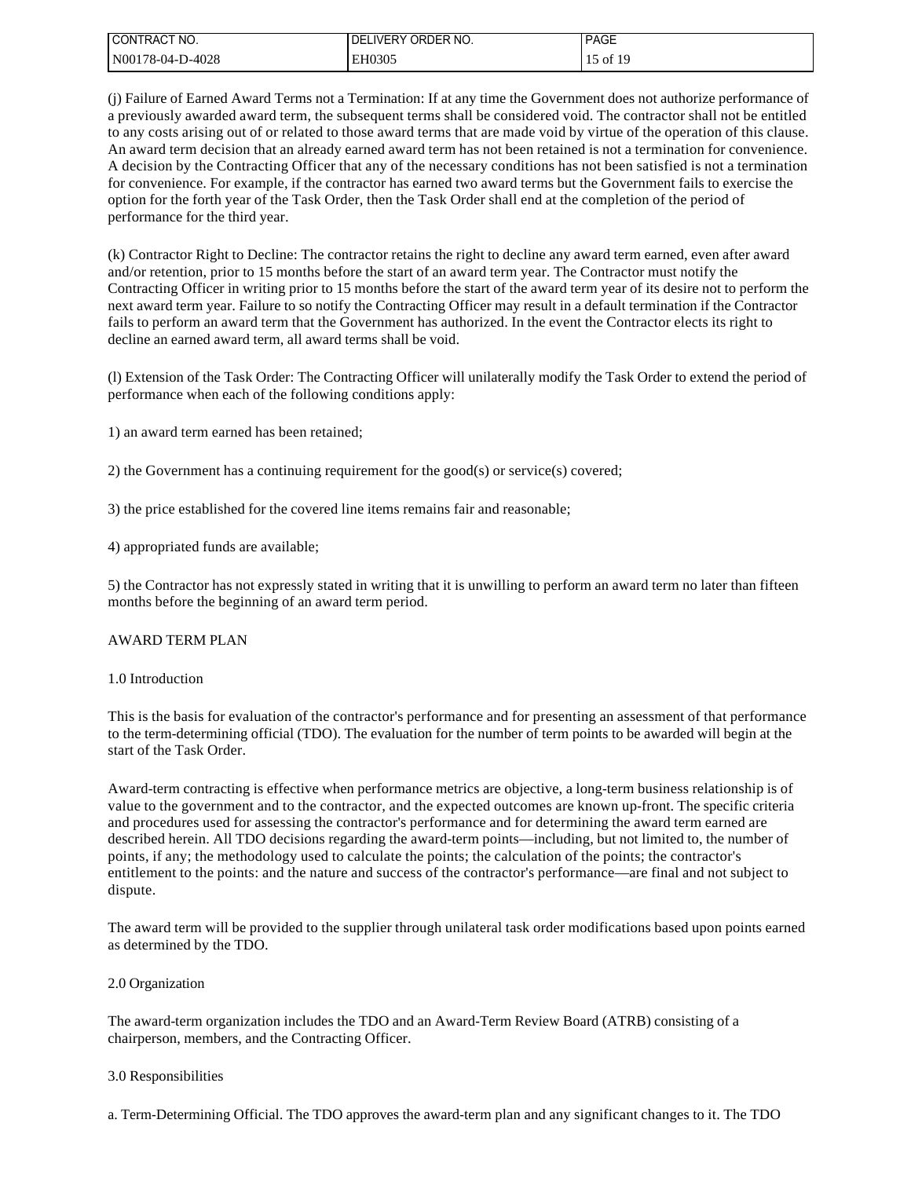(j) Failure of Earned Award Terms not a Termination: If at any time the Government does not authorize performance of a previously awarded award term, the subsequent terms shall be considered void. The contractor shall not be entitled to any costs arising out of or related to those award terms that are made void by virtue of the operation of this clause. An award term decision that an already earned award term has not been retained is not a termination for convenience. A decision by the Contracting Officer that any of the necessary conditions has not been satisfied is not a termination for convenience. For example, if the contractor has earned two award terms but the Government fails to exercise the option for the forth year of the Task Order, then the Task Order shall end at the completion of the period of performance for the third year.

(k) Contractor Right to Decline: The contractor retains the right to decline any award term earned, even after award and/or retention, prior to 15 months before the start of an award term year. The Contractor must notify the Contracting Officer in writing prior to 15 months before the start of the award term year of its desire not to perform the next award term year. Failure to so notify the Contracting Officer may result in a default termination if the Contractor fails to perform an award term that the Government has authorized. In the event the Contractor elects its right to decline an earned award term, all award terms shall be void.

(l) Extension of the Task Order: The Contracting Officer will unilaterally modify the Task Order to extend the period of performance when each of the following conditions apply:

1) an award term earned has been retained;

2) the Government has a continuing requirement for the good(s) or service(s) covered;

3) the price established for the covered line items remains fair and reasonable;

4) appropriated funds are available;

5) the Contractor has not expressly stated in writing that it is unwilling to perform an award term no later than fifteen months before the beginning of an award term period.

AWARD TERM PLAN

1.0 Introduction

This is the basis for evaluation of the contractor's performance and for presenting an assessment of that performance to the term-determining official (TDO). The evaluation for the number of term points to be awarded will begin at the start of the Task Order.

Award-term contracting is effective when performance metrics are objective, a long-term business relationship is of value to the government and to the contractor, and the expected outcomes are known up-front. The specific criteria and procedures used for assessing the contractor's performance and for determining the award term earned are described herein. All TDO decisions regarding the award-term points—including, but not limited to, the number of points, if any; the methodology used to calculate the points; the calculation of the points; the contractor's entitlement to the points: and the nature and success of the contractor's performance—are final and not subject to dispute.

The award term will be provided to the supplier through unilateral task order modifications based upon points earned as determined by the TDO.

2.0 Organization

The award-term organization includes the TDO and an Award-Term Review Board (ATRB) consisting of a chairperson, members, and the Contracting Officer.

3.0 Responsibilities

a. Term-Determining Official. The TDO approves the award-term plan and any significant changes to it. The TDO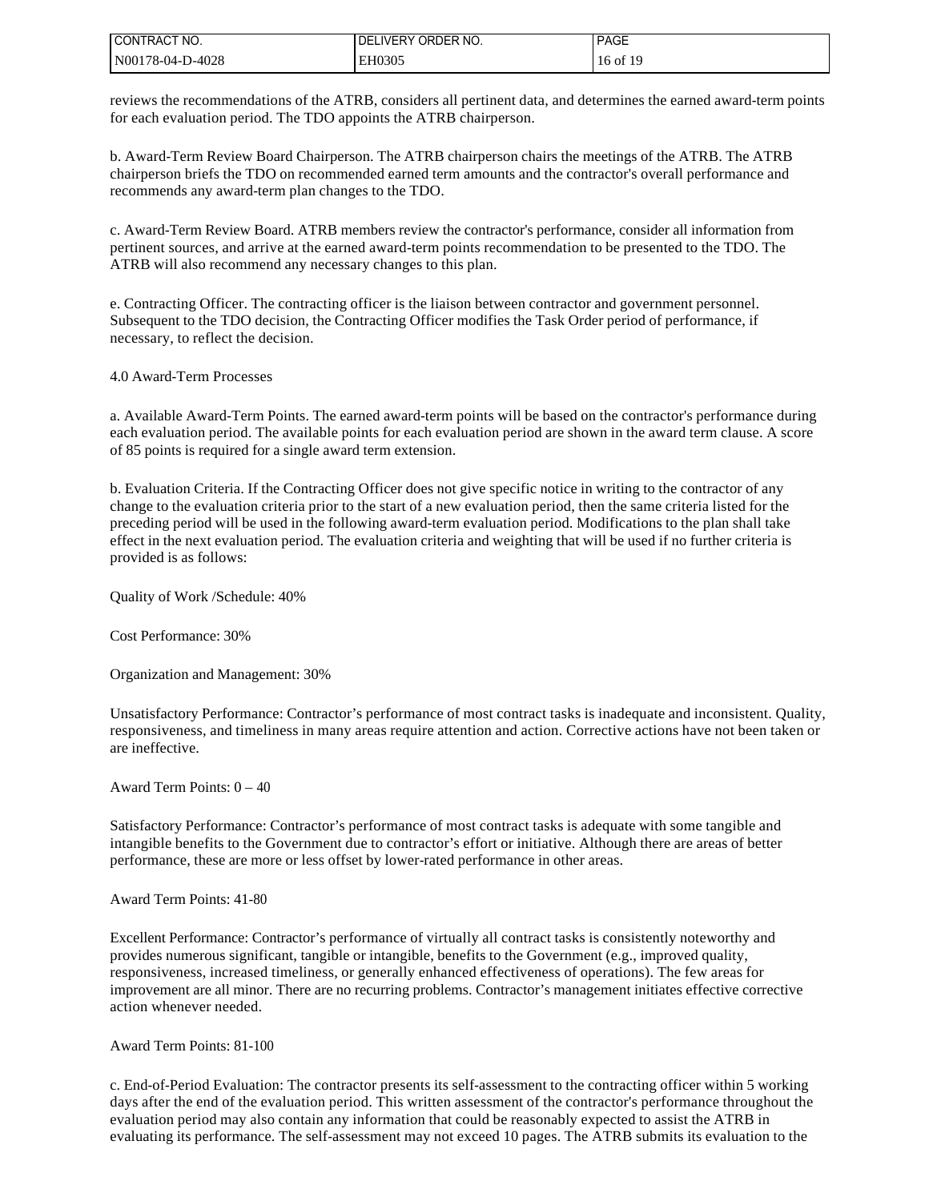reviews the recommendations of the ATRB, considers all pertinent data, and determines the earned award-term points for each evaluation period. The TDO appoints the ATRB chairperson.

b. Award-Term Review Board Chairperson. The ATRB chairperson chairs the meetings of the ATRB. The ATRB chairperson briefs the TDO on recommended earned term amounts and the contractor's overall performance and recommends any award-term plan changes to the TDO.

c. Award-Term Review Board. ATRB members review the contractor's performance, consider all information from pertinent sources, and arrive at the earned award-term points recommendation to be presented to the TDO. The ATRB will also recommend any necessary changes to this plan.

e. Contracting Officer. The contracting officer is the liaison between contractor and government personnel. Subsequent to the TDO decision, the Contracting Officer modifies the Task Order period of performance, if necessary, to reflect the decision.

4.0 Award-Term Processes

a. Available Award-Term Points. The earned award-term points will be based on the contractor's performance during each evaluation period. The available points for each evaluation period are shown in the award term clause. A score of 85 points is required for a single award term extension.

b. Evaluation Criteria. If the Contracting Officer does not give specific notice in writing to the contractor of any change to the evaluation criteria prior to the start of a new evaluation period, then the same criteria listed for the preceding period will be used in the following award-term evaluation period. Modifications to the plan shall take effect in the next evaluation period. The evaluation criteria and weighting that will be used if no further criteria is provided is as follows:

Quality of Work /Schedule: 40%

Cost Performance: 30%

Organization and Management: 30%

Unsatisfactory Performance: Contractor's performance of most contract tasks is inadequate and inconsistent. Quality, responsiveness, and timeliness in many areas require attention and action. Corrective actions have not been taken or are ineffective.

Award Term Points: 0 – 40

Satisfactory Performance: Contractor's performance of most contract tasks is adequate with some tangible and intangible benefits to the Government due to contractor's effort or initiative. Although there are areas of better performance, these are more or less offset by lower-rated performance in other areas.

Award Term Points: 41-80

Excellent Performance: Contractor's performance of virtually all contract tasks is consistently noteworthy and provides numerous significant, tangible or intangible, benefits to the Government (e.g., improved quality, responsiveness, increased timeliness, or generally enhanced effectiveness of operations). The few areas for improvement are all minor. There are no recurring problems. Contractor's management initiates effective corrective action whenever needed.

Award Term Points: 81-100

c. End-of-Period Evaluation: The contractor presents its self-assessment to the contracting officer within 5 working days after the end of the evaluation period. This written assessment of the contractor's performance throughout the evaluation period may also contain any information that could be reasonably expected to assist the ATRB in evaluating its performance. The self-assessment may not exceed 10 pages. The ATRB submits its evaluation to the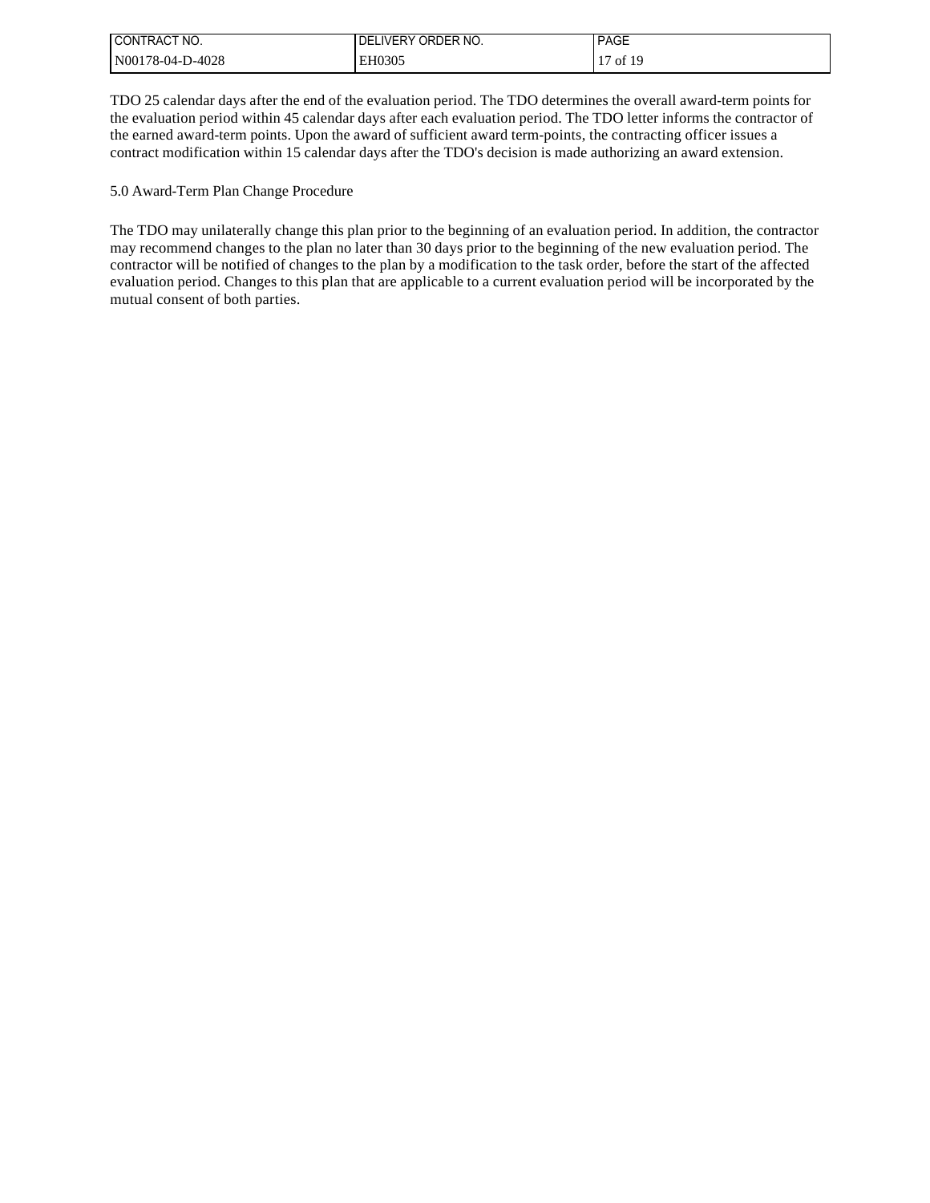TDO 25 calendar days after the end of the evaluation period. The TDO determines the overall award-term points for the evaluation period within 45 calendar days after each evaluation period. The TDO letter informs the contractor of the earned award-term points. Upon the award of sufficient award term-points, the contracting officer issues a contract modification within 15 calendar days after the TDO's decision is made authorizing an award extension.

5.0 Award-Term Plan Change Procedure

The TDO may unilaterally change this plan prior to the beginning of an evaluation period. In addition, the contractor may recommend changes to the plan no later than 30 days prior to the beginning of the new evaluation period. The contractor will be notified of changes to the plan by a modification to the task order, before the start of the affected evaluation period. Changes to this plan that are applicable to a current evaluation period will be incorporated by the mutual consent of both parties.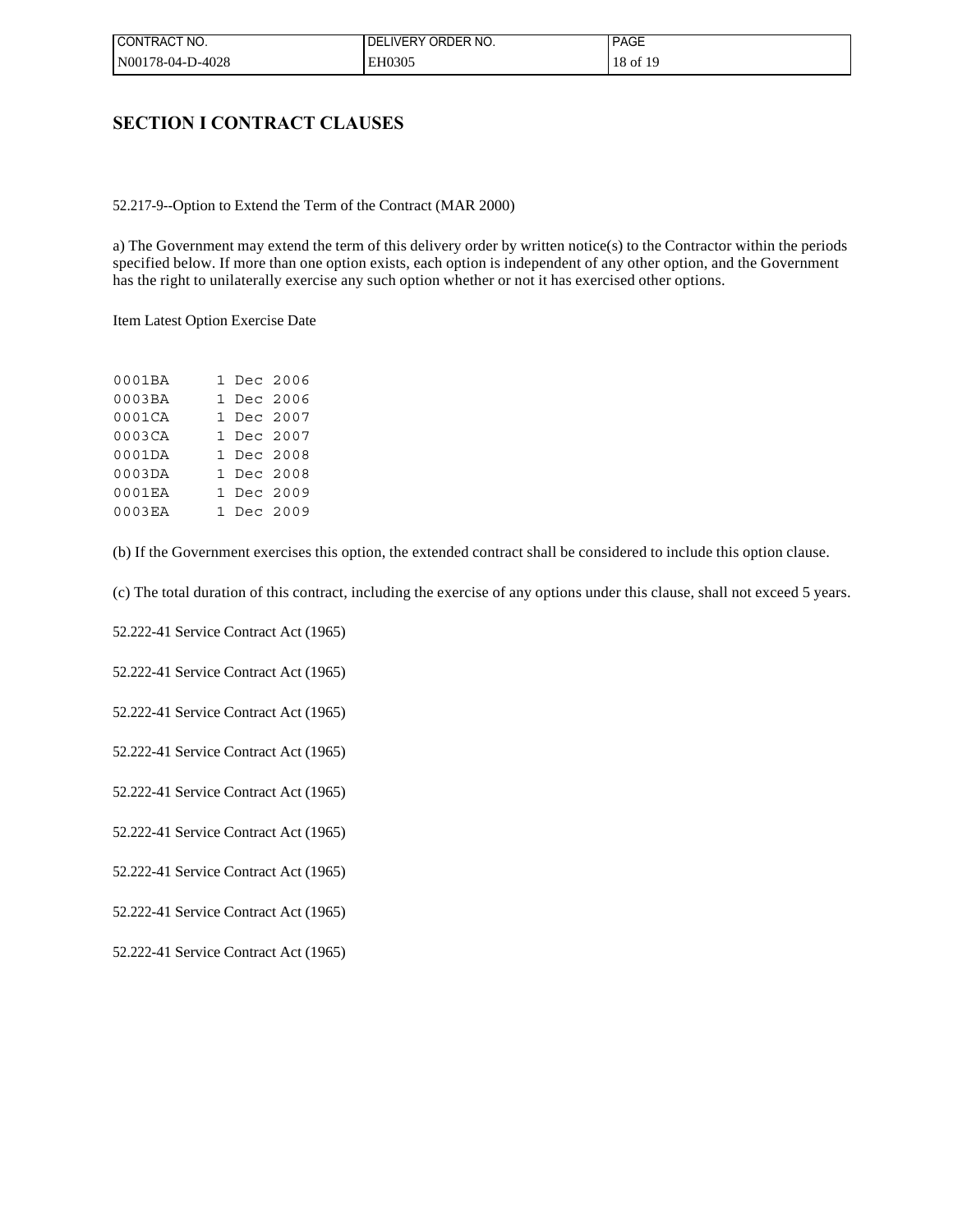# SECTION I CONTRACT CLAUSES

52.217-9--Option to Extend the Term of the Contract (MAR 2000)

a) The Government may extend the term of this delivery order by written notice(s) to the Contractor within the periods specified below. If more than one option exists, each option is independent of any other option, and the Government has the right to unilaterally exercise any such option whether or not it has exercised other options.

Item Latest Option Exercise Date

```
0001BA      1 Dec 2006
0003BA      1 Dec 2006
0001CA      1 Dec 2007
0003CA      1 Dec 2007
0001DA      1 Dec 2008
0003DA      1 Dec 2008
0001EA      1 Dec 2009
0003EA      1 Dec 2009
```

(b) If the Government exercises this option, the extended contract shall be considered to include this option clause.

(c) The total duration of this contract, including the exercise of any options under this clause, shall not exceed 5 years.

52.222-41 Service Contract Act (1965)

52.222-41 Service Contract Act (1965)

52.222-41 Service Contract Act (1965)

52.222-41 Service Contract Act (1965)

52.222-41 Service Contract Act (1965)

52.222-41 Service Contract Act (1965)

52.222-41 Service Contract Act (1965)

52.222-41 Service Contract Act (1965)

52.222-41 Service Contract Act (1965)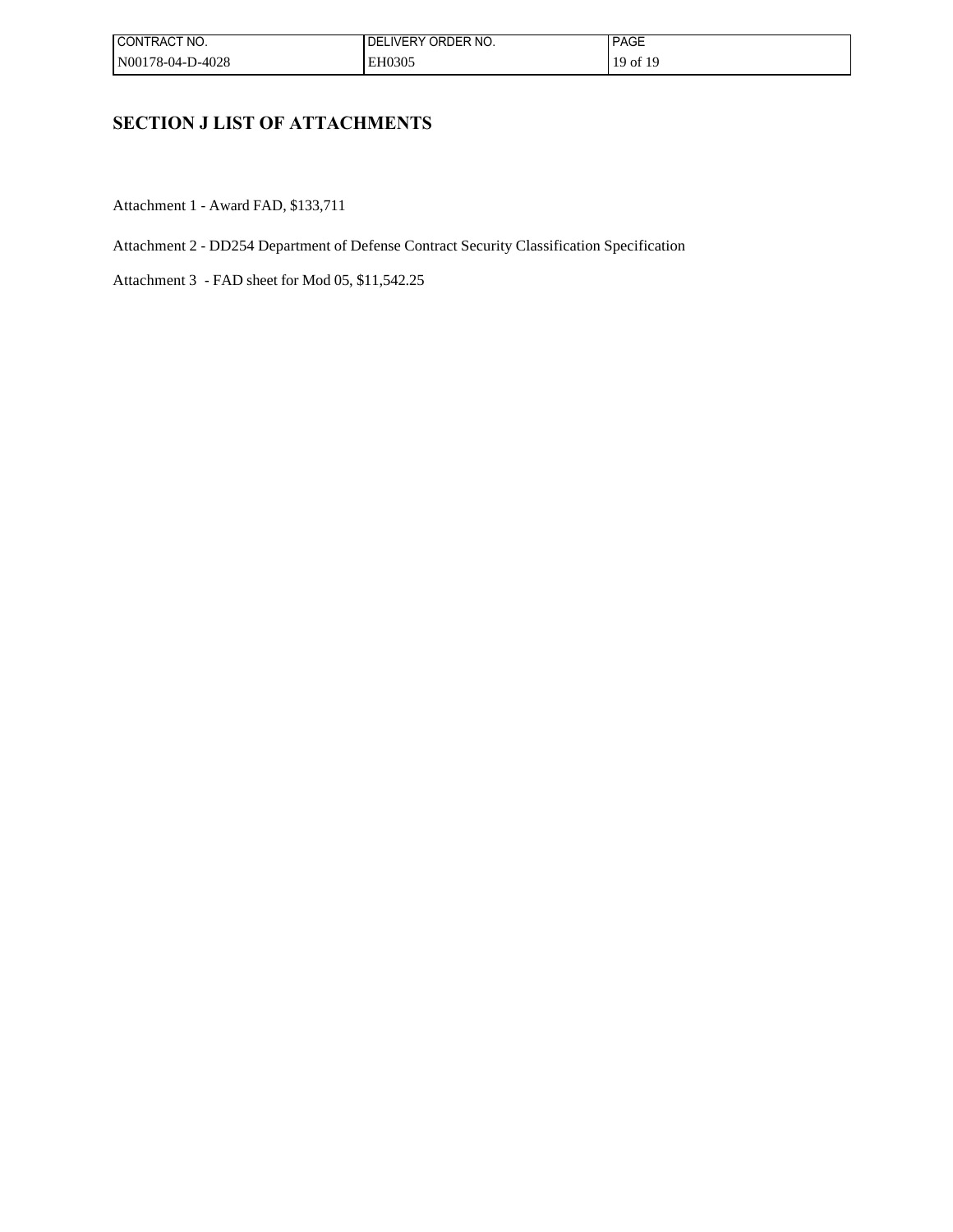## SECTION J LIST OF ATTACHMENTS

Attachment 1 - Award FAD, $133,711

Attachment 2 - DD254 Department of Defense Contract Security Classification Specification

Attachment 3 - FAD sheet for Mod 05, $11,542.25